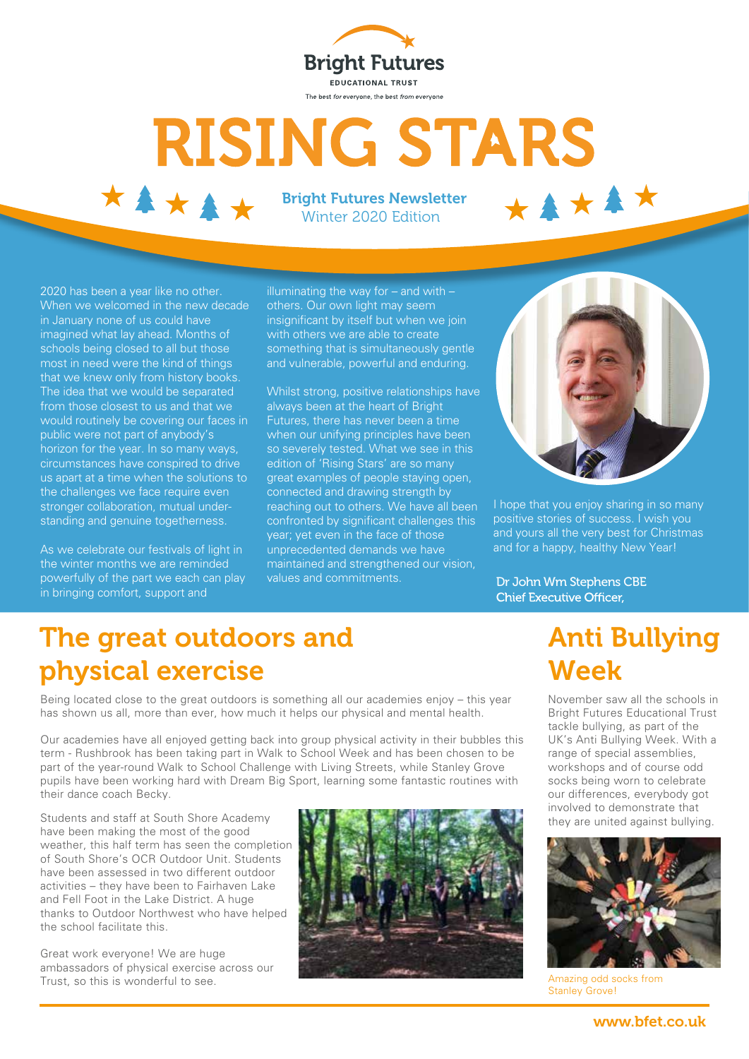Bright Futures

EDUCATIONAL TRUST

The best *for* everyone, the best *from* everyone

# RISING STARS

**Bright Futures Newsletter**
Winter 2020 Edition

2020 has been a year like no other. When we welcomed in the new decade in January none of us could have imagined what lay ahead. Months of schools being closed to all but those most in need were the kind of things that we knew only from history books. The idea that we would be separated from those closest to us and that we would routinely be covering our faces in public were not part of anybody's horizon for the year. In so many ways, circumstances have conspired to drive us apart at a time when the solutions to the challenges we face require even stronger collaboration, mutual understanding and genuine togetherness.

As we celebrate our festivals of light in the winter months we are reminded powerfully of the part we each can play in bringing comfort, support and illuminating the way for – and with – others. Our own light may seem insignificant by itself but when we join with others we are able to create something that is simultaneously gentle and vulnerable, powerful and enduring.

Whilst strong, positive relationships have always been at the heart of Bright Futures, there has never been a time when our unifying principles have been so severely tested. What we see in this edition of 'Rising Stars' are so many great examples of people staying open, connected and drawing strength by reaching out to others. We have all been confronted by significant challenges this year; yet even in the face of those unprecedented demands we have maintained and strengthened our vision, values and commitments.

I hope that you enjoy sharing in so many positive stories of success. I wish you and yours all the very best for Christmas and for a happy, healthy New Year!

Dr John Wm Stephens CBE
Chief Executive Officer,

## The great outdoors and physical exercise

Being located close to the great outdoors is something all our academies enjoy – this year has shown us all, more than ever, how much it helps our physical and mental health.

Our academies have all enjoyed getting back into group physical activity in their bubbles this term - Rushbrook has been taking part in Walk to School Week and has been chosen to be part of the year-round Walk to School Challenge with Living Streets, while Stanley Grove pupils have been working hard with Dream Big Sport, learning some fantastic routines with their dance coach Becky.

Students and staff at South Shore Academy have been making the most of the good weather, this half term has seen the completion of South Shore's OCR Outdoor Unit. Students have been assessed in two different outdoor activities – they have been to Fairhaven Lake and Fell Foot in the Lake District. A huge thanks to Outdoor Northwest who have helped the school facilitate this.

Great work everyone! We are huge ambassadors of physical exercise across our Trust, so this is wonderful to see.

## Anti Bullying Week

November saw all the schools in Bright Futures Educational Trust tackle bullying, as part of the UK's Anti Bullying Week. With a range of special assemblies, workshops and of course odd socks being worn to celebrate our differences, everybody got involved to demonstrate that they are united against bullying.

Amazing odd socks from Stanley Grove!

www.bfet.co.uk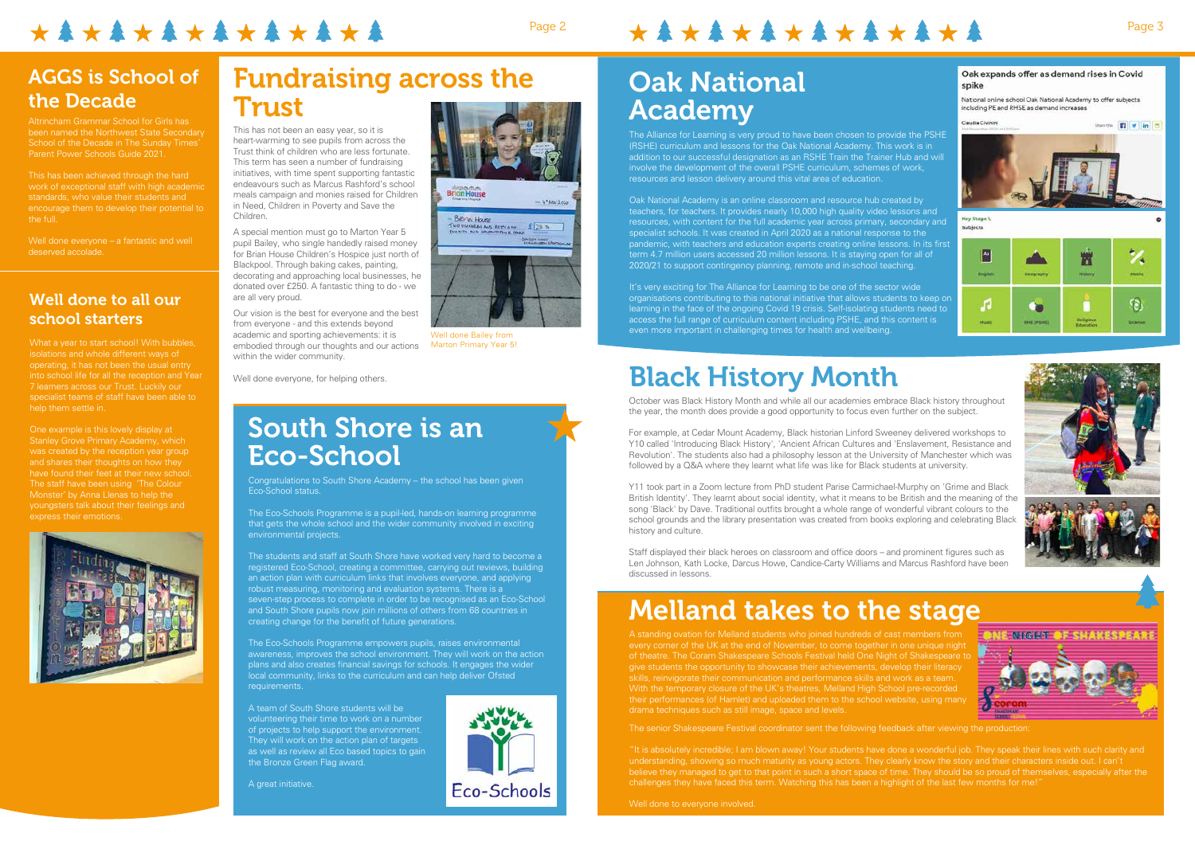## AGGS is School of the Decade

Altrincham Grammar School for Girls has been named the Northwest State Secondary School of the Decade in The Sunday Times' Parent Power Schools Guide 2021.

This has been achieved through the hard work of exceptional staff with high academic standards, who value their students and encourage them to develop their potential to the full.

Well done everyone – a fantastic and well deserved accolade.

## Well done to all our school starters

What a year to start school! With bubbles, isolations and whole different ways of operating, it has not been the usual entry into school life for all the reception and Year 7 learners across our Trust. Luckily our specialist teams of staff have been able to help them settle in.

One example is this lovely display at Stanley Grove Primary Academy, which was created by the reception year group and shares their thoughts on how they have found their feet at their new school. The staff have been using 'The Colour Monster' by Anna Llenas to help the youngsters talk about their feelings and express their emotions.

# Fundraising across the Trust

This has not been an easy year, so it is heart-warming to see pupils from across the Trust think of children who are less fortunate. This term has seen a number of fundraising initiatives, with time spent supporting fantastic endeavours such as Marcus Rashford's school meals campaign and monies raised for Children in Need, Children in Poverty and Save the Children.

A special mention must go to Marton Year 5 pupil Bailey, who single handedly raised money for Brian House Children's Hospice just north of Blackpool. Through baking cakes, painting, decorating and approaching local businesses, he donated over £250. A fantastic thing to do - we are all very proud.

Our vision is the best for everyone and the best from everyone - and this extends beyond academic and sporting achievements: it is embodied through our thoughts and our actions within the wider community.

Well done everyone, for helping others.

Well done Bailey from Marton Primary Year 5!

# South Shore is an Eco-School

Congratulations to South Shore Academy – the school has been given Eco-School status.

The Eco-Schools Programme is a pupil-led, hands-on learning programme that gets the whole school and the wider community involved in exciting environmental projects.

The students and staff at South Shore have worked very hard to become a registered Eco-School, creating a committee, carrying out reviews, building an action plan with curriculum links that involves everyone, and applying robust measuring, monitoring and evaluation systems. There is a seven-step process to complete in order to be recognised as an Eco-School and South Shore pupils now join millions of others from 68 countries in creating change for the benefit of future generations.

The Eco-Schools Programme empowers pupils, raises environmental awareness, improves the school environment. They will work on the action plans and also creates financial savings for schools. It engages the wider local community, links to the curriculum and can help deliver Ofsted requirements.

A team of South Shore students will be volunteering their time to work on a number of projects to help support the environment. They will work on the action plan of targets as well as review all Eco based topics to gain the Bronze Green Flag award.

A great initiative.

# Oak National Academy

The Alliance for Learning is very proud to have been chosen to provide the PSHE (RSHE) curriculum and lessons for the Oak National Academy. This work is in addition to our successful designation as an RSHE Train the Trainer Hub and will involve the development of the overall PSHE curriculum, schemes of work, resources and lesson delivery around this vital area of education.

Oak National Academy is an online classroom and resource hub created by teachers, for teachers. It provides nearly 10,000 high quality video lessons and resources, with content for the full academic year across primary, secondary and specialist schools. It was created in April 2020 as a national response to the pandemic, with teachers and education experts creating online lessons. In its first term 4.7 million users accessed 20 million lessons. It is staying open for all of 2020/21 to support contingency planning, remote and in-school teaching.

It's very exciting for The Alliance for Learning to be one of the sector wide organisations contributing to this national initiative that allows students to keep on learning in the face of the ongoing Covid 19 crisis. Self-isolating students need to access the full range of curriculum content including PSHE, and this content is even more important in challenging times for health and wellbeing.

# Black History Month

October was Black History Month and while all our academies embrace Black history throughout the year, the month does provide a good opportunity to focus even further on the subject.

For example, at Cedar Mount Academy, Black historian Linford Sweeney delivered workshops to Y10 called 'Introducing Black History', 'Ancient African Cultures and 'Enslavement, Resistance and Revolution'. The students also had a philosophy lesson at the University of Manchester which was followed by a Q&A where they learnt what life was like for Black students at university.

Y11 took part in a Zoom lecture from PhD student Parise Carmichael-Murphy on 'Grime and Black British Identity'. They learnt about social identity, what it means to be British and the meaning of the song 'Black' by Dave. Traditional outfits brought a whole range of wonderful vibrant colours to the school grounds and the library presentation was created from books exploring and celebrating Black history and culture.

Staff displayed their black heroes on classroom and office doors – and prominent figures such as Len Johnson, Kath Locke, Darcus Howe, Candice-Carty Williams and Marcus Rashford have been discussed in lessons.

# Melland takes to the stage

A standing ovation for Melland students who joined hundreds of cast members from every corner of the UK at the end of November, to come together in one unique night of theatre. The Coram Shakespeare Schools Festival held One Night of Shakespeare to give students the opportunity to showcase their achievements, develop their literacy skills, reinvigorate their communication and performance skills and work as a team. With the temporary closure of the UK's theatres, Melland High School pre-recorded their performances (of Hamlet) and uploaded them to the school website, using many drama techniques such as still image, space and levels.

The senior Shakespeare Festival coordinator sent the following feedback after viewing the production:

"It is absolutely incredible; I am blown away! Your students have done a wonderful job. They speak their lines with such clarity and understanding, showing so much maturity as young actors. They clearly know the story and their characters inside out. I can't believe they managed to get to that point in such a short space of time. They should be so proud of themselves, especially after the challenges they have faced this term. Watching this has been a highlight of the last few months for me!"

Well done to everyone involved.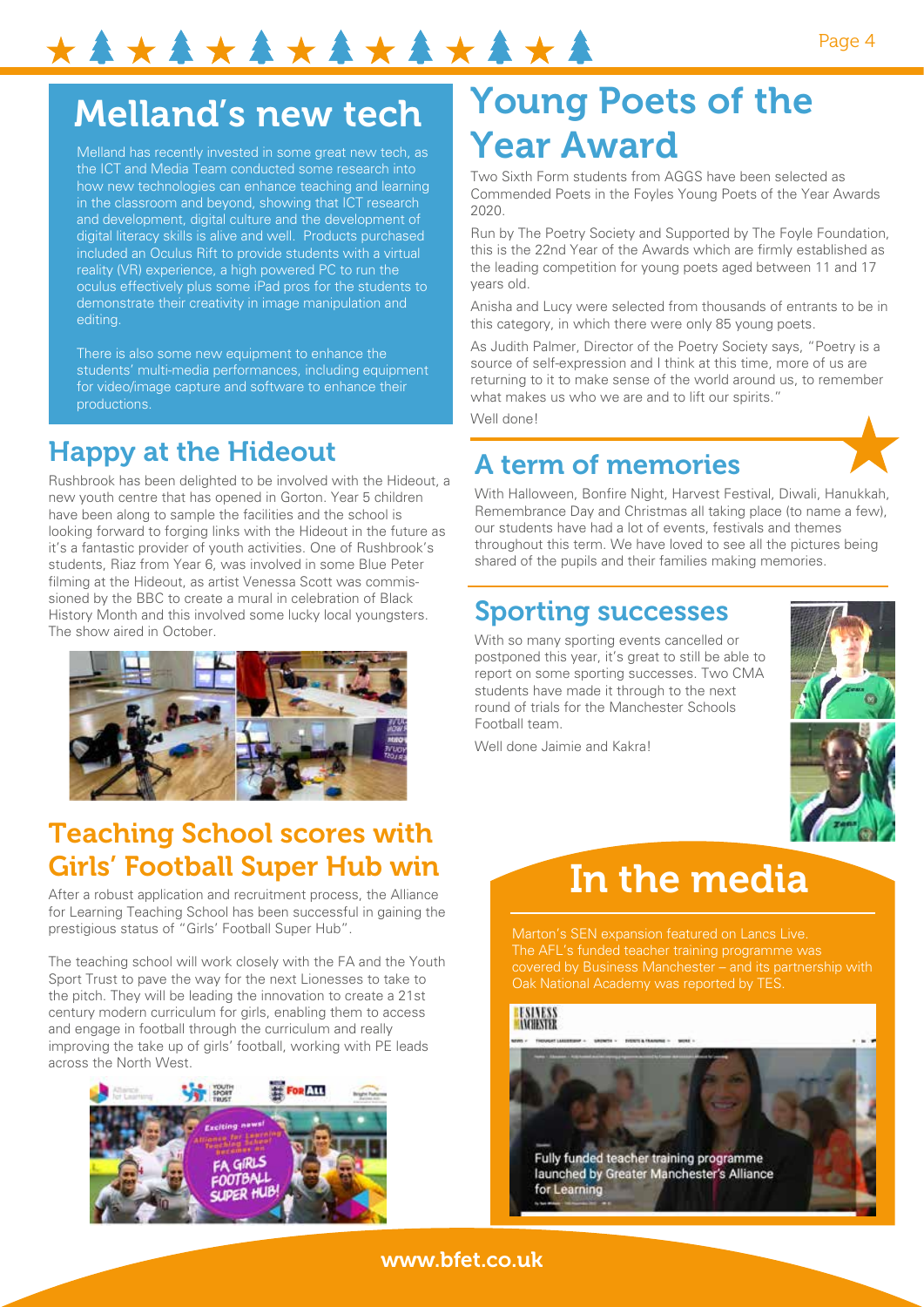## Melland's new tech

Melland has recently invested in some great new tech, as the ICT and Media Team conducted some research into how new technologies can enhance teaching and learning in the classroom and beyond, showing that ICT research and development, digital culture and the development of digital literacy skills is alive and well. Products purchased included an Oculus Rift to provide students with a virtual reality (VR) experience, a high powered PC to run the oculus effectively plus some iPad pros for the students to demonstrate their creativity in image manipulation and editing.

There is also some new equipment to enhance the students' multi-media performances, including equipment for video/image capture and software to enhance their productions.

## Happy at the Hideout

Rushbrook has been delighted to be involved with the Hideout, a new youth centre that has opened in Gorton. Year 5 children have been along to sample the facilities and the school is looking forward to forging links with the Hideout in the future as it's a fantastic provider of youth activities. One of Rushbrook's students, Riaz from Year 6, was involved in some Blue Peter filming at the Hideout, as artist Venessa Scott was commissioned by the BBC to create a mural in celebration of Black History Month and this involved some lucky local youngsters. The show aired in October.

## Teaching School scores with Girls' Football Super Hub win

After a robust application and recruitment process, the Alliance for Learning Teaching School has been successful in gaining the prestigious status of "Girls' Football Super Hub".

The teaching school will work closely with the FA and the Youth Sport Trust to pave the way for the next Lionesses to take to the pitch. They will be leading the innovation to create a 21st century modern curriculum for girls, enabling them to access and engage in football through the curriculum and really improving the take up of girls' football, working with PE leads across the North West.

## Young Poets of the Year Award

Two Sixth Form students from AGGS have been selected as Commended Poets in the Foyles Young Poets of the Year Awards 2020.

Run by The Poetry Society and Supported by The Foyle Foundation, this is the 22nd Year of the Awards which are firmly established as the leading competition for young poets aged between 11 and 17 years old.

Anisha and Lucy were selected from thousands of entrants to be in this category, in which there were only 85 young poets.

As Judith Palmer, Director of the Poetry Society says, "Poetry is a source of self-expression and I think at this time, more of us are returning to it to make sense of the world around us, to remember what makes us who we are and to lift our spirits."

Well done!

## A term of memories

With Halloween, Bonfire Night, Harvest Festival, Diwali, Hanukkah, Remembrance Day and Christmas all taking place (to name a few), our students have had a lot of events, festivals and themes throughout this term. We have loved to see all the pictures being shared of the pupils and their families making memories.

## Sporting successes

With so many sporting events cancelled or postponed this year, it's great to still be able to report on some sporting successes. Two CMA students have made it through to the next round of trials for the Manchester Schools Football team.

Well done Jaimie and Kakra!

## In the media

Marton's SEN expansion featured on Lancs Live. The AFL's funded teacher training programme was covered by Business Manchester – and its partnership with Oak National Academy was reported by TES.

www.bfet.co.uk